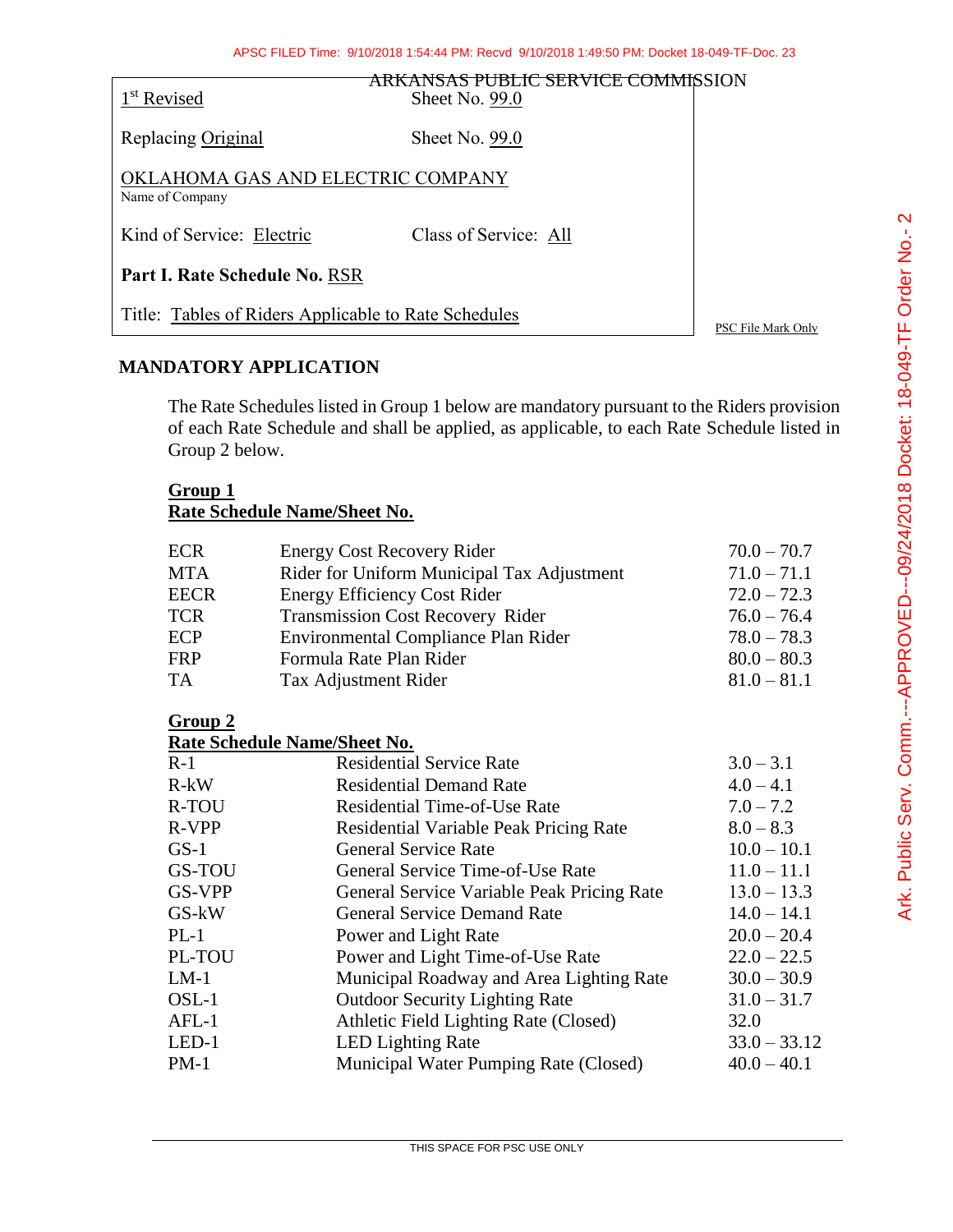APSC FILED Time: 9/10/2018 1:54:44 PM: Recvd 9/10/2018 1:49:50 PM: Docket 18-049-TF-Doc. 23

ARKANSAS PUBLIC SERVICE COMMISSION

1st Revised Sheet No. 99.0

Replacing Original Sheet No. 99.0

OKLAHOMA GAS AND ELECTRIC COMPANY
Name of Company

Kind of Service: Electric Class of Service: All

**Part I. Rate Schedule No.** RSR

Title: Tables of Riders Applicable to Rate Schedules

PSC File Mark Only

Ark. Public Serv. Comm.---APPROVED--09/24/2018 Docket: 18-049-TF Order No.- 2

## MANDATORY APPLICATION

The Rate Schedules listed in Group 1 below are mandatory pursuant to the Riders provision of each Rate Schedule and shall be applied, as applicable, to each Rate Schedule listed in Group 2 below.

**Group 1**
**Rate Schedule Name/Sheet No.**

| | | |
|---|---|---|
| ECR | Energy Cost Recovery Rider | 70.0 – 70.7 |
| MTA | Rider for Uniform Municipal Tax Adjustment | 71.0 – 71.1 |
| EECR | Energy Efficiency Cost Rider | 72.0 – 72.3 |
| TCR | Transmission Cost Recovery Rider | 76.0 – 76.4 |
| ECP | Environmental Compliance Plan Rider | 78.0 – 78.3 |
| FRP | Formula Rate Plan Rider | 80.0 – 80.3 |
| TA | Tax Adjustment Rider | 81.0 – 81.1 |

**Group 2**
**Rate Schedule Name/Sheet No.**

| | | |
|---|---|---|
| R-1 | Residential Service Rate | 3.0 – 3.1 |
| R-kW | Residential Demand Rate | 4.0 – 4.1 |
| R-TOU | Residential Time-of-Use Rate | 7.0 – 7.2 |
| R-VPP | Residential Variable Peak Pricing Rate | 8.0 – 8.3 |
| GS-1 | General Service Rate | 10.0 – 10.1 |
| GS-TOU | General Service Time-of-Use Rate | 11.0 – 11.1 |
| GS-VPP | General Service Variable Peak Pricing Rate | 13.0 – 13.3 |
| GS-kW | General Service Demand Rate | 14.0 – 14.1 |
| PL-1 | Power and Light Rate | 20.0 – 20.4 |
| PL-TOU | Power and Light Time-of-Use Rate | 22.0 – 22.5 |
| LM-1 | Municipal Roadway and Area Lighting Rate | 30.0 – 30.9 |
| OSL-1 | Outdoor Security Lighting Rate | 31.0 – 31.7 |
| AFL-1 | Athletic Field Lighting Rate (Closed) | 32.0 |
| LED-1 | LED Lighting Rate | 33.0 – 33.12 |
| PM-1 | Municipal Water Pumping Rate (Closed) | 40.0 – 40.1 |

THIS SPACE FOR PSC USE ONLY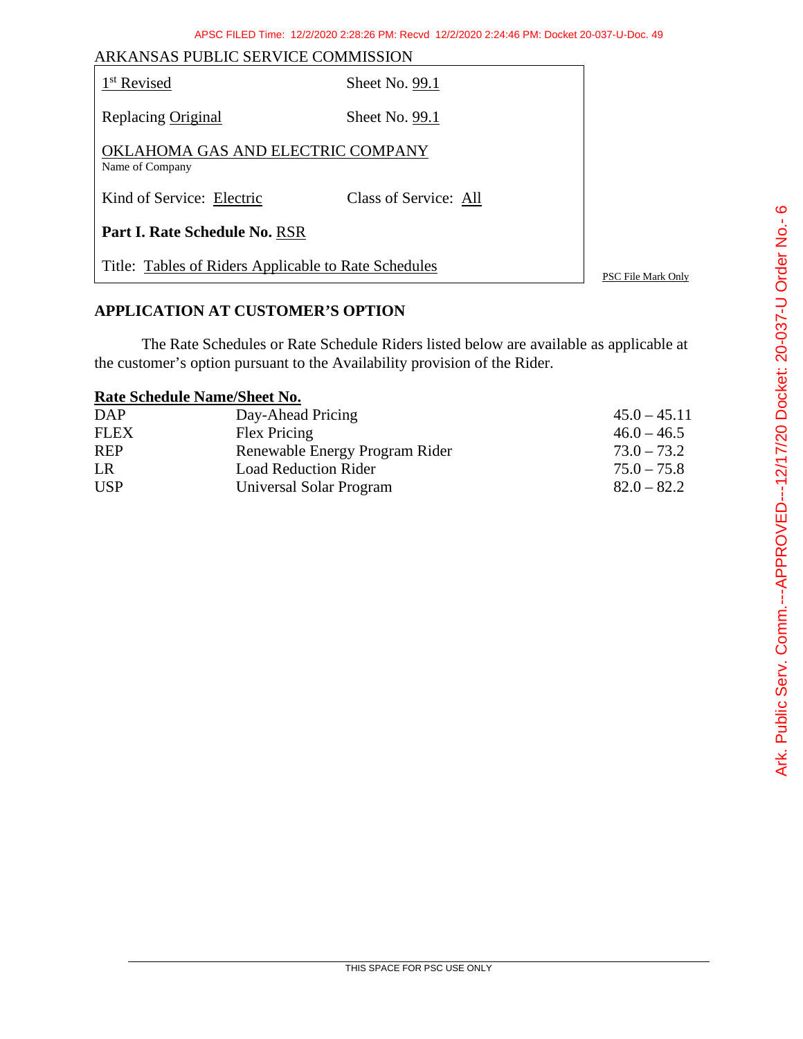ARKANSAS PUBLIC SERVICE COMMISSION

| | |
|---|---|
| 1st Revised | Sheet No. 99.1 |
| Replacing Original | Sheet No. 99.1 |
| OKLAHOMA GAS AND ELECTRIC COMPANY<br>Name of Company | |
| Kind of Service: Electric | Class of Service: All |
| **Part I. Rate Schedule No.** RSR | |
| Title: Tables of Riders Applicable to Rate Schedules | |

PSC File Mark Only

## APPLICATION AT CUSTOMER'S OPTION

The Rate Schedules or Rate Schedule Riders listed below are available as applicable at the customer's option pursuant to the Availability provision of the Rider.

**Rate Schedule Name/Sheet No.**

| | | |
|---|---|---|
| DAP | Day-Ahead Pricing | 45.0 – 45.11 |
| FLEX | Flex Pricing | 46.0 – 46.5 |
| REP | Renewable Energy Program Rider | 73.0 – 73.2 |
| LR | Load Reduction Rider | 75.0 – 75.8 |
| USP | Universal Solar Program | 82.0 – 82.2 |